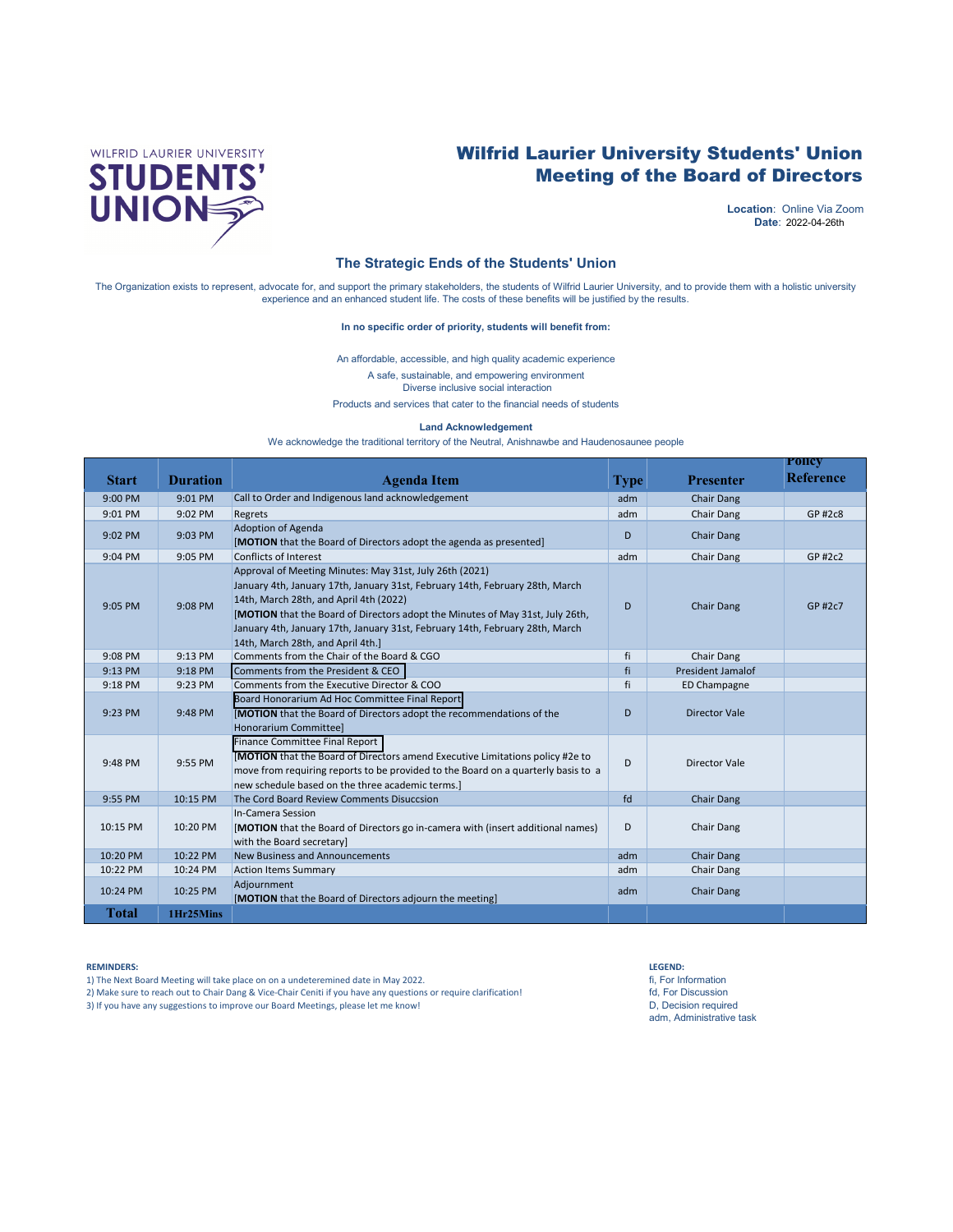# Wilfrid Laurier University Students' Union
# Meeting of the Board of Directors

**Location**: Online Via Zoom
**Date**: 2022-04-26th

## The Strategic Ends of the Students' Union

The Organization exists to represent, advocate for, and support the primary stakeholders, the students of Wilfrid Laurier University, and to provide them with a holistic university experience and an enhanced student life. The costs of these benefits will be justified by the results.

**In no specific order of priority, students will benefit from:**

An affordable, accessible, and high quality academic experience
A safe, sustainable, and empowering environment
Diverse inclusive social interaction
Products and services that cater to the financial needs of students

**Land Acknowledgement**

We acknowledge the traditional territory of the Neutral, Anishnawbe and Haudenosaunee people

| Start | Duration | Agenda Item | Type | Presenter | Policy Reference |
|---|---|---|---|---|---|
| 9:00 PM | 9:01 PM | Call to Order and Indigenous land acknowledgement | adm | Chair Dang | |
| 9:01 PM | 9:02 PM | Regrets | adm | Chair Dang | GP #2c8 |
| 9:02 PM | 9:03 PM | Adoption of Agenda<br>[**MOTION** that the Board of Directors adopt the agenda as presented] | D | Chair Dang | |
| 9:04 PM | 9:05 PM | Conflicts of Interest | adm | Chair Dang | GP #2c2 |
| 9:05 PM | 9:08 PM | Approval of Meeting Minutes: May 31st, July 26th (2021) January 4th, January 17th, January 31st, February 14th, February 28th, March 14th, March 28th, and April 4th (2022)<br>[**MOTION** that the Board of Directors adopt the Minutes of May 31st, July 26th, January 4th, January 17th, January 31st, February 14th, February 28th, March 14th, March 28th, and April 4th.] | D | Chair Dang | GP #2c7 |
| 9:08 PM | 9:13 PM | Comments from the Chair of the Board & CGO | fi | Chair Dang | |
| 9:13 PM | 9:18 PM | Comments from the President & CEO | fi | President Jamalof | |
| 9:18 PM | 9:23 PM | Comments from the Executive Director & COO | fi | ED Champagne | |
| 9:23 PM | 9:48 PM | Board Honorarium Ad Hoc Committee Final Report<br>[**MOTION** that the Board of Directors adopt the recommendations of the Honorarium Committee] | D | Director Vale | |
| 9:48 PM | 9:55 PM | Finance Committee Final Report<br>[**MOTION** that the Board of Directors amend Executive Limitations policy #2e to move from requiring reports to be provided to the Board on a quarterly basis to a new schedule based on the three academic terms.] | D | Director Vale | |
| 9:55 PM | 10:15 PM | The Cord Board Review Comments Disuccsion | fd | Chair Dang | |
| 10:15 PM | 10:20 PM | In-Camera Session<br>[**MOTION** that the Board of Directors go in-camera with (insert additional names) with the Board secretary] | D | Chair Dang | |
| 10:20 PM | 10:22 PM | New Business and Announcements | adm | Chair Dang | |
| 10:22 PM | 10:24 PM | Action Items Summary | adm | Chair Dang | |
| 10:24 PM | 10:25 PM | Adjournment<br>[**MOTION** that the Board of Directors adjourn the meeting] | adm | Chair Dang | |
| **Total** | **1Hr25Mins** | | | | |

**REMINDERS:**

1) The Next Board Meeting will take place on on a undeteremined date in May 2022.
2) Make sure to reach out to Chair Dang & Vice-Chair Ceniti if you have any questions or require clarification!
3) If you have any suggestions to improve our Board Meetings, please let me know!

**LEGEND:**

fi, For Information
fd, For Discussion
D, Decision required
adm, Administrative task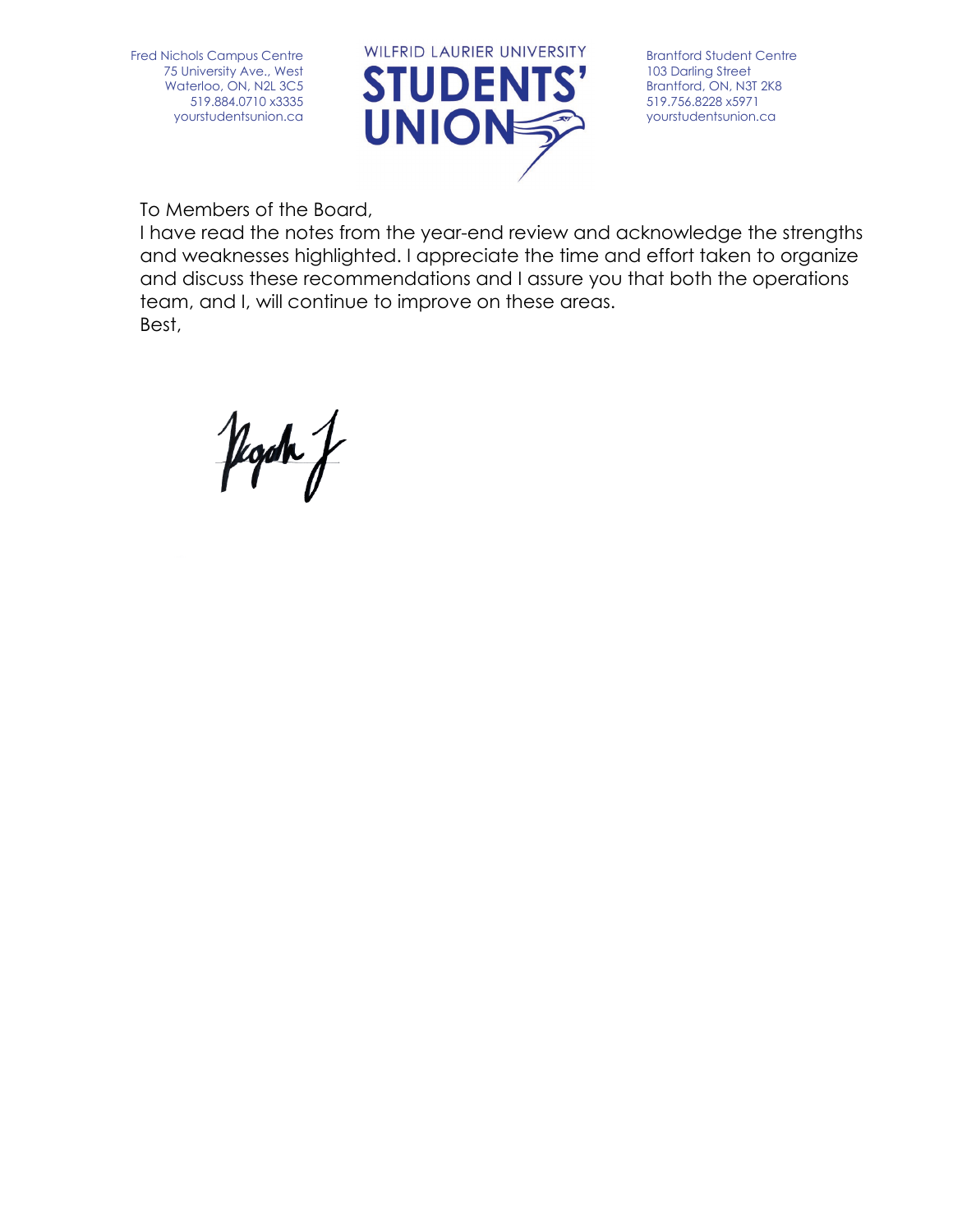Fred Nichols Campus Centre
75 University Ave., West
Waterloo, ON, N2L 3C5
519.884.0710 x3335
yourstudentsunion.ca

WILFRID LAURIER UNIVERSITY
STUDENTS' UNION

Brantford Student Centre
103 Darling Street
Brantford, ON, N3T 2K8
519.756.8228 x5971
yourstudentsunion.ca

To Members of the Board,

I have read the notes from the year-end review and acknowledge the strengths and weaknesses highlighted. I appreciate the time and effort taken to organize and discuss these recommendations and I assure you that both the operations team, and I, will continue to improve on these areas.

Best,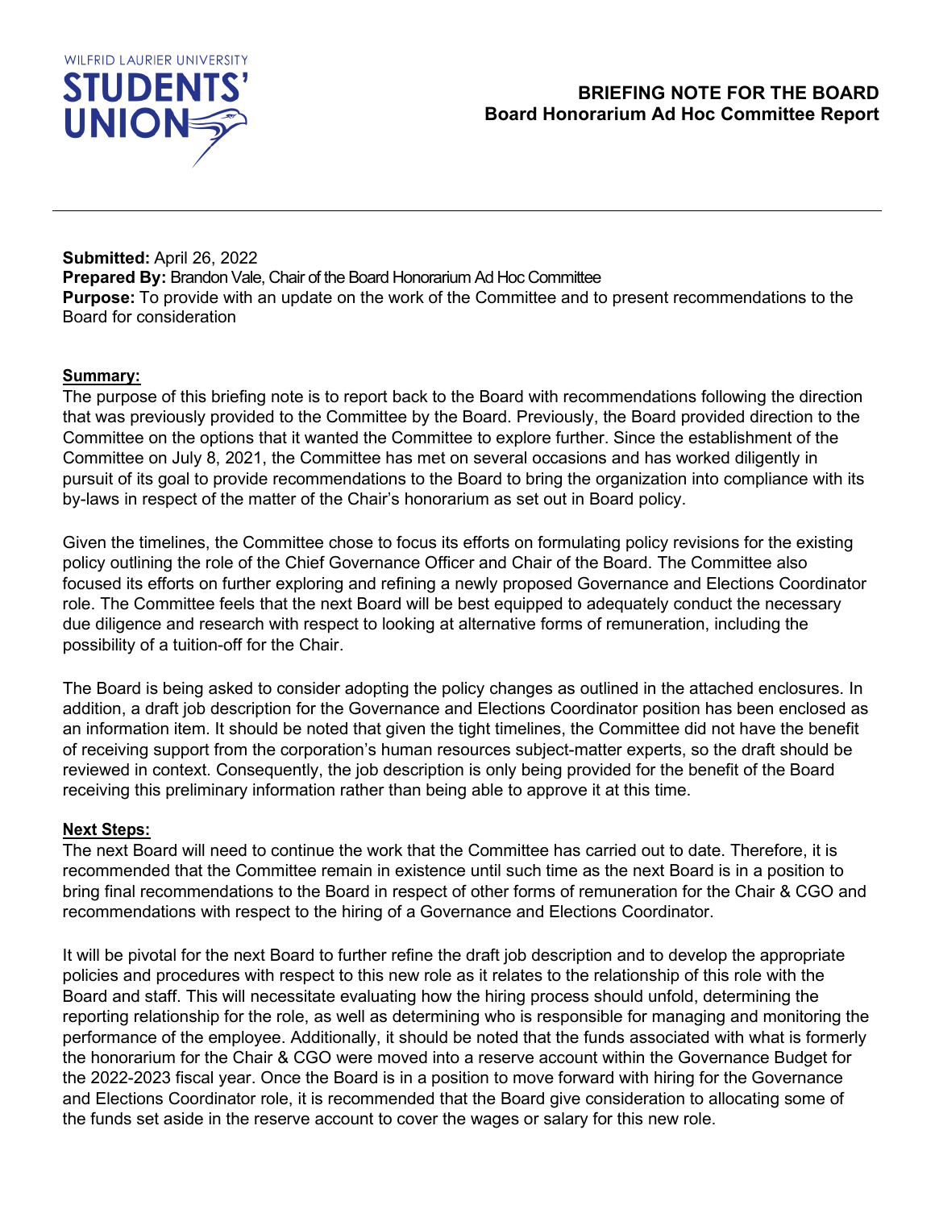WILFRID LAURIER UNIVERSITY
**STUDENTS' UNION**

## BRIEFING NOTE FOR THE BOARD
## Board Honorarium Ad Hoc Committee Report

---

**Submitted:** April 26, 2022
**Prepared By:** Brandon Vale, Chair of the Board Honorarium Ad Hoc Committee
**Purpose:** To provide with an update on the work of the Committee and to present recommendations to the Board for consideration

**Summary:**
The purpose of this briefing note is to report back to the Board with recommendations following the direction that was previously provided to the Committee by the Board. Previously, the Board provided direction to the Committee on the options that it wanted the Committee to explore further. Since the establishment of the Committee on July 8, 2021, the Committee has met on several occasions and has worked diligently in pursuit of its goal to provide recommendations to the Board to bring the organization into compliance with its by-laws in respect of the matter of the Chair's honorarium as set out in Board policy.

Given the timelines, the Committee chose to focus its efforts on formulating policy revisions for the existing policy outlining the role of the Chief Governance Officer and Chair of the Board. The Committee also focused its efforts on further exploring and refining a newly proposed Governance and Elections Coordinator role. The Committee feels that the next Board will be best equipped to adequately conduct the necessary due diligence and research with respect to looking at alternative forms of remuneration, including the possibility of a tuition-off for the Chair.

The Board is being asked to consider adopting the policy changes as outlined in the attached enclosures. In addition, a draft job description for the Governance and Elections Coordinator position has been enclosed as an information item. It should be noted that given the tight timelines, the Committee did not have the benefit of receiving support from the corporation's human resources subject-matter experts, so the draft should be reviewed in context. Consequently, the job description is only being provided for the benefit of the Board receiving this preliminary information rather than being able to approve it at this time.

**Next Steps:**
The next Board will need to continue the work that the Committee has carried out to date. Therefore, it is recommended that the Committee remain in existence until such time as the next Board is in a position to bring final recommendations to the Board in respect of other forms of remuneration for the Chair & CGO and recommendations with respect to the hiring of a Governance and Elections Coordinator.

It will be pivotal for the next Board to further refine the draft job description and to develop the appropriate policies and procedures with respect to this new role as it relates to the relationship of this role with the Board and staff. This will necessitate evaluating how the hiring process should unfold, determining the reporting relationship for the role, as well as determining who is responsible for managing and monitoring the performance of the employee. Additionally, it should be noted that the funds associated with what is formerly the honorarium for the Chair & CGO were moved into a reserve account within the Governance Budget for the 2022-2023 fiscal year. Once the Board is in a position to move forward with hiring for the Governance and Elections Coordinator role, it is recommended that the Board give consideration to allocating some of the funds set aside in the reserve account to cover the wages or salary for this new role.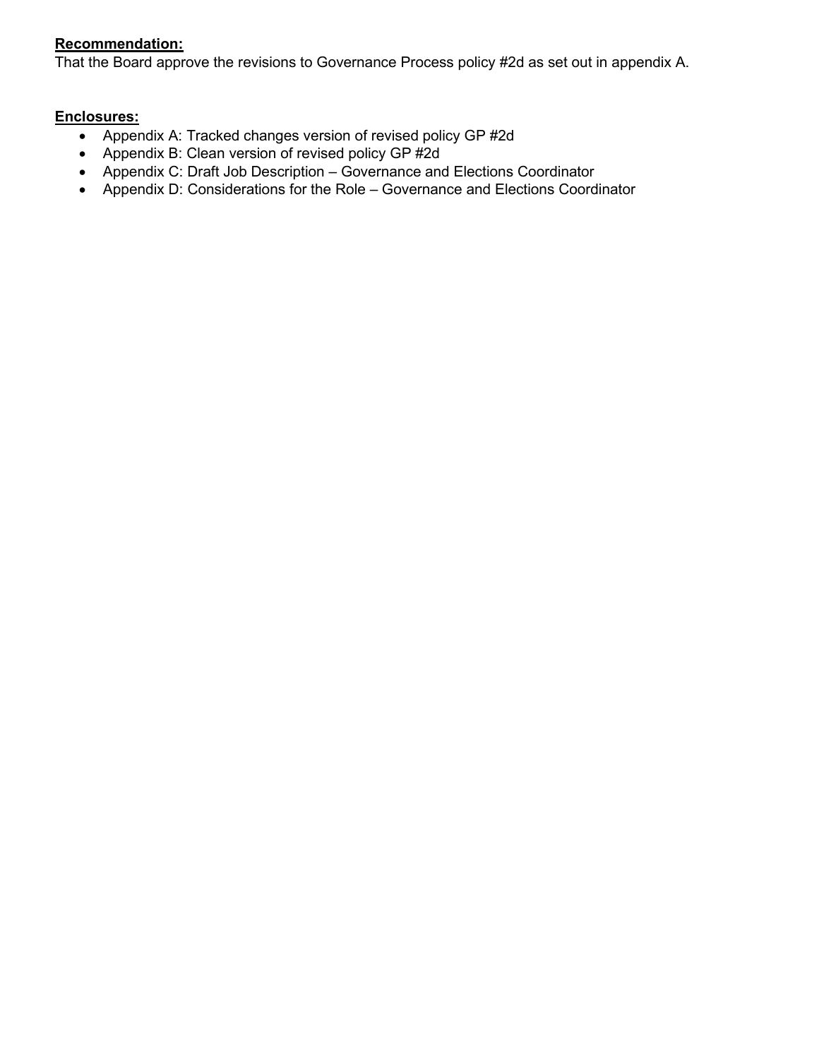**Recommendation:**

That the Board approve the revisions to Governance Process policy #2d as set out in appendix A.

**Enclosures:**

- Appendix A: Tracked changes version of revised policy GP #2d
- Appendix B: Clean version of revised policy GP #2d
- Appendix C: Draft Job Description – Governance and Elections Coordinator
- Appendix D: Considerations for the Role – Governance and Elections Coordinator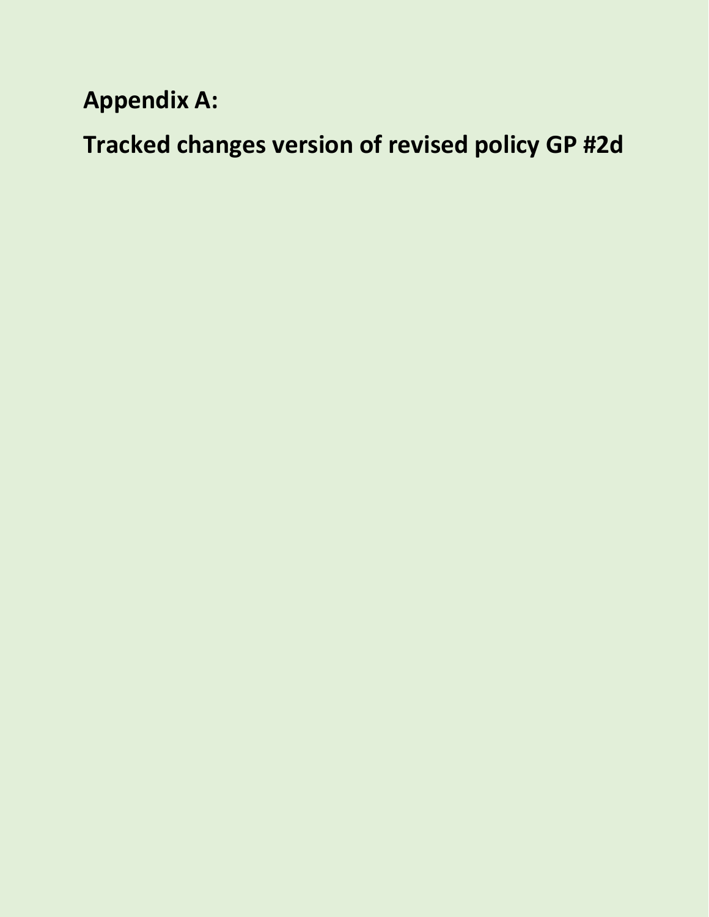# Appendix A:

# Tracked changes version of revised policy GP #2d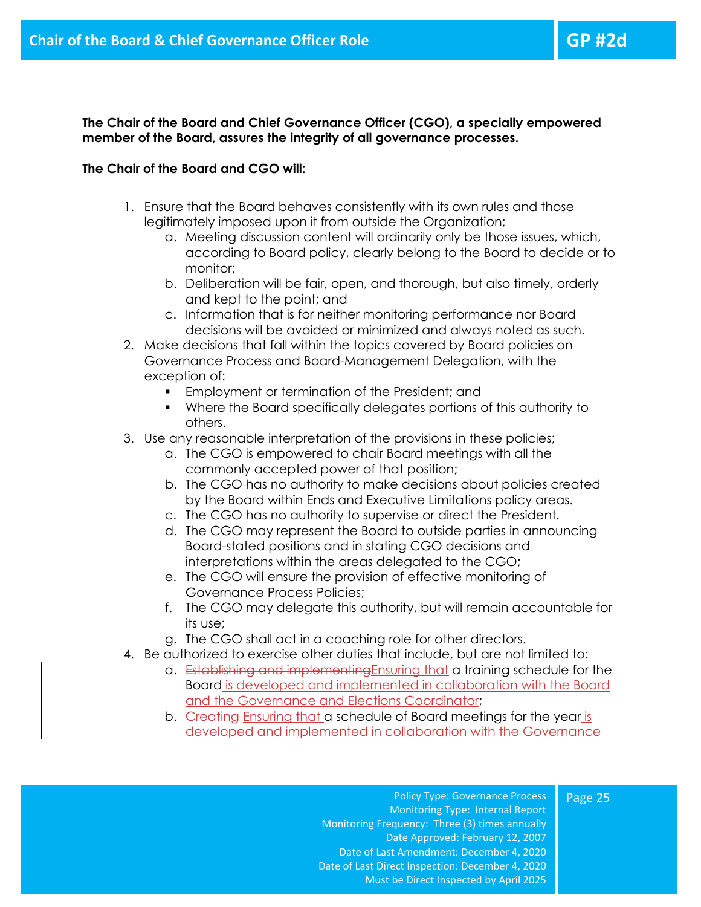# Chair of the Board & Chief Governance Officer Role

## GP #2d

**The Chair of the Board and Chief Governance Officer (CGO), a specially empowered member of the Board, assures the integrity of all governance processes.**

**The Chair of the Board and CGO will:**

1. Ensure that the Board behaves consistently with its own rules and those legitimately imposed upon it from outside the Organization;
   a. Meeting discussion content will ordinarily only be those issues, which, according to Board policy, clearly belong to the Board to decide or to monitor;
   b. Deliberation will be fair, open, and thorough, but also timely, orderly and kept to the point; and
   c. Information that is for neither monitoring performance nor Board decisions will be avoided or minimized and always noted as such.
2. Make decisions that fall within the topics covered by Board policies on Governance Process and Board-Management Delegation, with the exception of:
   - Employment or termination of the President; and
   - Where the Board specifically delegates portions of this authority to others.
3. Use any reasonable interpretation of the provisions in these policies;
   a. The CGO is empowered to chair Board meetings with all the commonly accepted power of that position;
   b. The CGO has no authority to make decisions about policies created by the Board within Ends and Executive Limitations policy areas.
   c. The CGO has no authority to supervise or direct the President.
   d. The CGO may represent the Board to outside parties in announcing Board-stated positions and in stating CGO decisions and interpretations within the areas delegated to the CGO;
   e. The CGO will ensure the provision of effective monitoring of Governance Process Policies;
   f. The CGO may delegate this authority, but will remain accountable for its use;
   g. The CGO shall act in a coaching role for other directors.
4. Be authorized to exercise other duties that include, but are not limited to:
   a. ~~Establishing and implementing~~Ensuring that a training schedule for the Board is developed and implemented in collaboration with the Board and the Governance and Elections Coordinator;
   b. ~~Creating~~ Ensuring that a schedule of Board meetings for the year is developed and implemented in collaboration with the Governance

Policy Type: Governance Process
Monitoring Type: Internal Report
Monitoring Frequency: Three (3) times annually
Date Approved: February 12, 2007
Date of Last Amendment: December 4, 2020
Date of Last Direct Inspection: December 4, 2020
Must be Direct Inspected by April 2025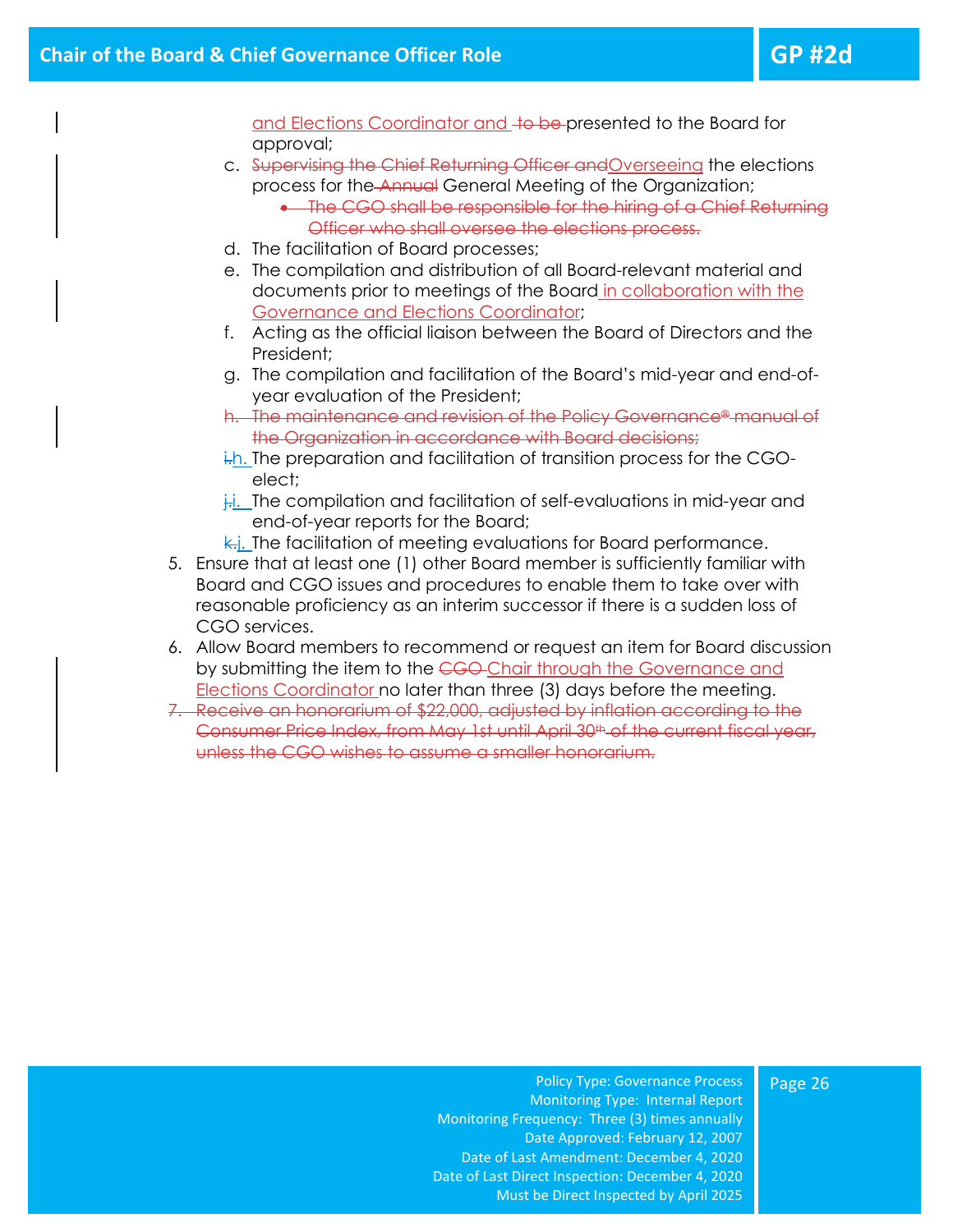and Elections Coordinator and ~~to be~~ presented to the Board for approval;

c. ~~Supervising the Chief Returning Officer and~~ Overseeing the elections process for the ~~Annual~~ General Meeting of the Organization;
   - ~~The CGO shall be responsible for the hiring of a Chief Returning Officer who shall oversee the elections process.~~

d. The facilitation of Board processes;

e. The compilation and distribution of all Board-relevant material and documents prior to meetings of the Board in collaboration with the Governance and Elections Coordinator;

f. Acting as the official liaison between the Board of Directors and the President;

g. The compilation and facilitation of the Board's mid-year and end-of-year evaluation of the President;

~~h. The maintenance and revision of the Policy Governance® manual of the Organization in accordance with Board decisions;~~

~~i.~~ h. The preparation and facilitation of transition process for the CGO-elect;

~~j.~~ i. The compilation and facilitation of self-evaluations in mid-year and end-of-year reports for the Board;

~~k.~~ j. The facilitation of meeting evaluations for Board performance.

5. Ensure that at least one (1) other Board member is sufficiently familiar with Board and CGO issues and procedures to enable them to take over with reasonable proficiency as an interim successor if there is a sudden loss of CGO services.

6. Allow Board members to recommend or request an item for Board discussion by submitting the item to the ~~CGO~~ Chair through the Governance and Elections Coordinator no later than three (3) days before the meeting.

~~7. Receive an honorarium of $22,000, adjusted by inflation according to the Consumer Price Index, from May 1st until April 30th of the current fiscal year, unless the CGO wishes to assume a smaller honorarium.~~

Policy Type: Governance Process
Monitoring Type: Internal Report
Monitoring Frequency: Three (3) times annually
Date Approved: February 12, 2007
Date of Last Amendment: December 4, 2020
Date of Last Direct Inspection: December 4, 2020
Must be Direct Inspected by April 2025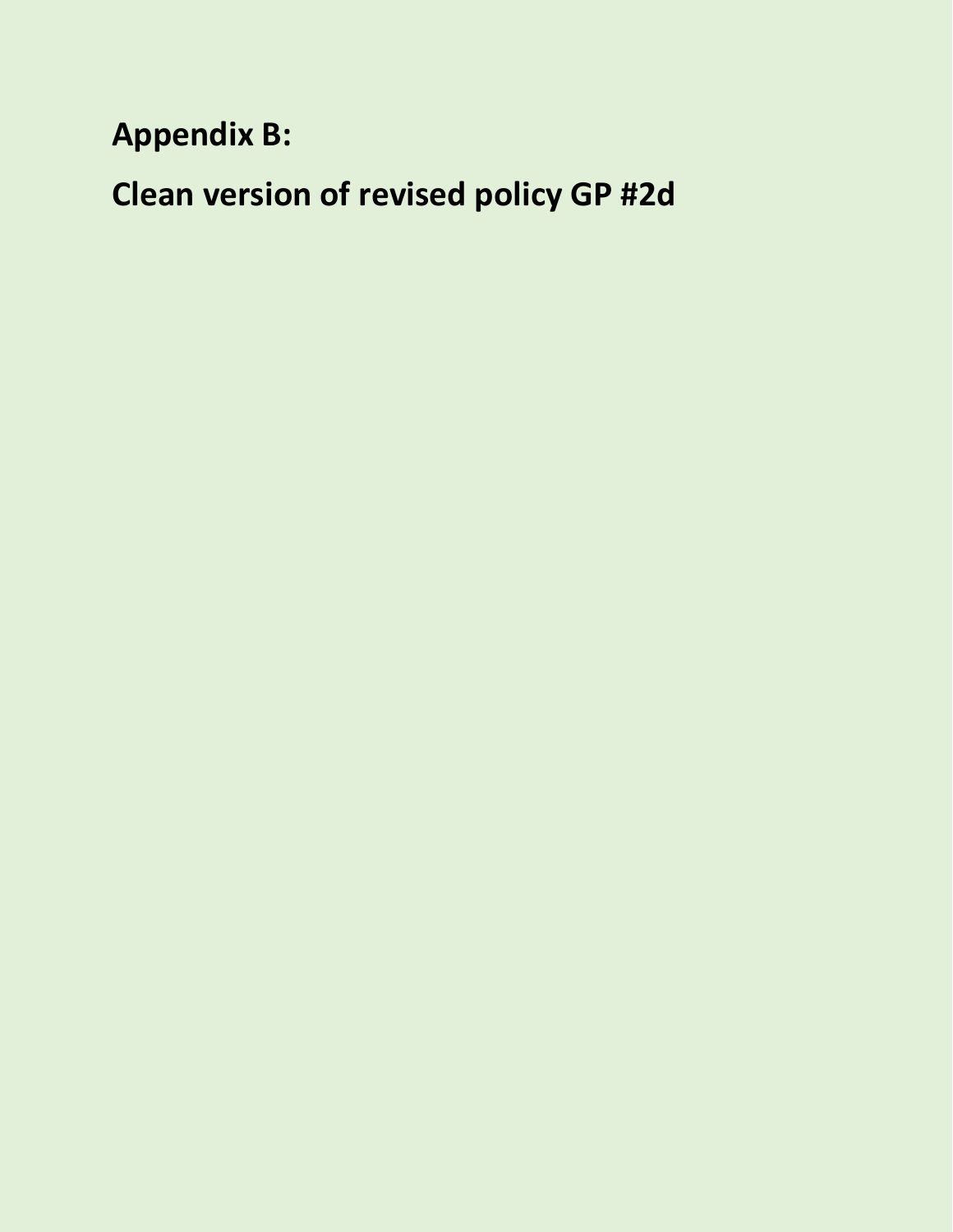# Appendix B:

# Clean version of revised policy GP #2d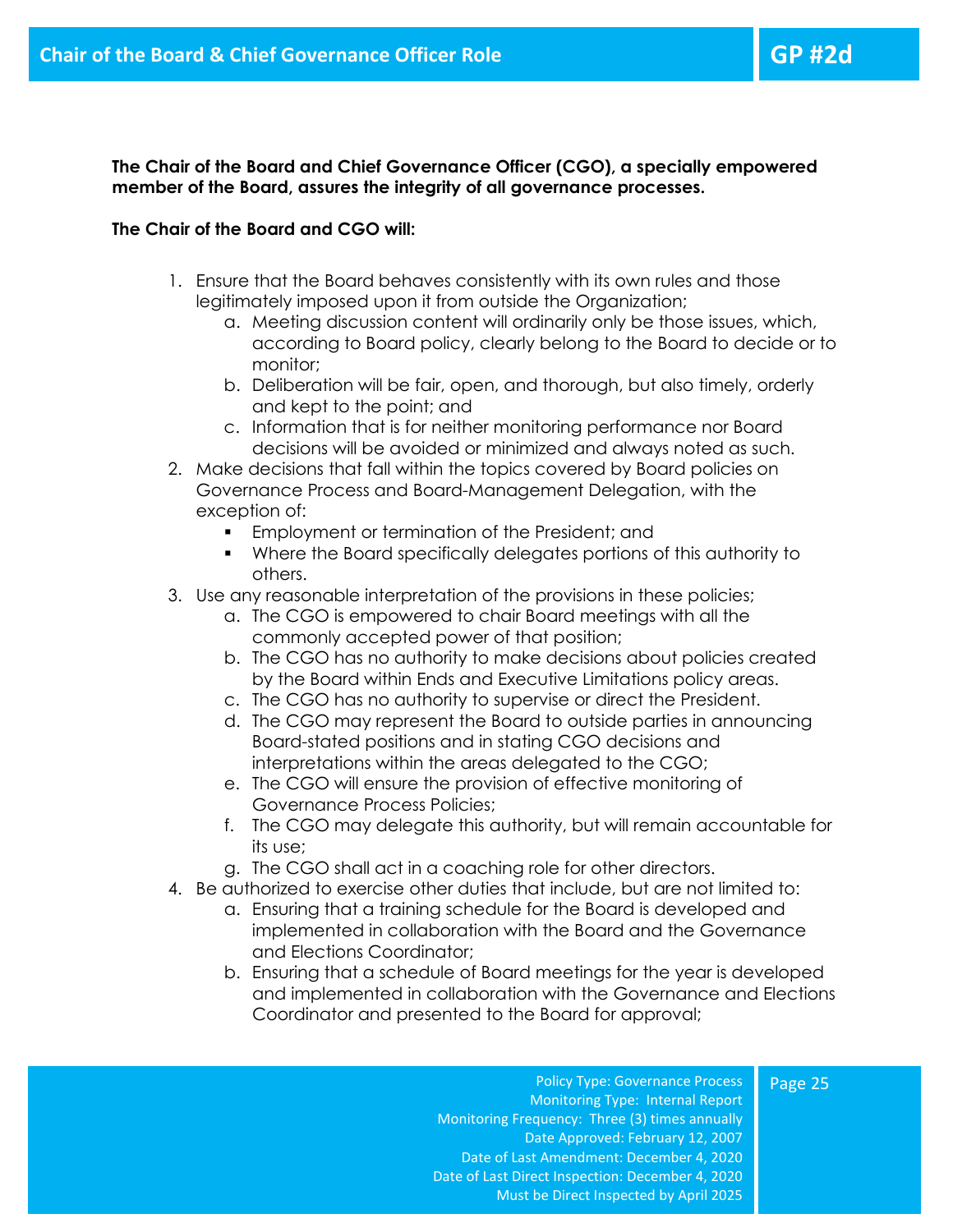# Chair of the Board & Chief Governance Officer Role

## GP #2d

**The Chair of the Board and Chief Governance Officer (CGO), a specially empowered member of the Board, assures the integrity of all governance processes.**

**The Chair of the Board and CGO will:**

1. Ensure that the Board behaves consistently with its own rules and those legitimately imposed upon it from outside the Organization;
   a. Meeting discussion content will ordinarily only be those issues, which, according to Board policy, clearly belong to the Board to decide or to monitor;
   b. Deliberation will be fair, open, and thorough, but also timely, orderly and kept to the point; and
   c. Information that is for neither monitoring performance nor Board decisions will be avoided or minimized and always noted as such.
2. Make decisions that fall within the topics covered by Board policies on Governance Process and Board-Management Delegation, with the exception of:
   - Employment or termination of the President; and
   - Where the Board specifically delegates portions of this authority to others.
3. Use any reasonable interpretation of the provisions in these policies;
   a. The CGO is empowered to chair Board meetings with all the commonly accepted power of that position;
   b. The CGO has no authority to make decisions about policies created by the Board within Ends and Executive Limitations policy areas.
   c. The CGO has no authority to supervise or direct the President.
   d. The CGO may represent the Board to outside parties in announcing Board-stated positions and in stating CGO decisions and interpretations within the areas delegated to the CGO;
   e. The CGO will ensure the provision of effective monitoring of Governance Process Policies;
   f. The CGO may delegate this authority, but will remain accountable for its use;
   g. The CGO shall act in a coaching role for other directors.
4. Be authorized to exercise other duties that include, but are not limited to:
   a. Ensuring that a training schedule for the Board is developed and implemented in collaboration with the Board and the Governance and Elections Coordinator;
   b. Ensuring that a schedule of Board meetings for the year is developed and implemented in collaboration with the Governance and Elections Coordinator and presented to the Board for approval;

Policy Type: Governance Process
Monitoring Type: Internal Report
Monitoring Frequency: Three (3) times annually
Date Approved: February 12, 2007
Date of Last Amendment: December 4, 2020
Date of Last Direct Inspection: December 4, 2020
Must be Direct Inspected by April 2025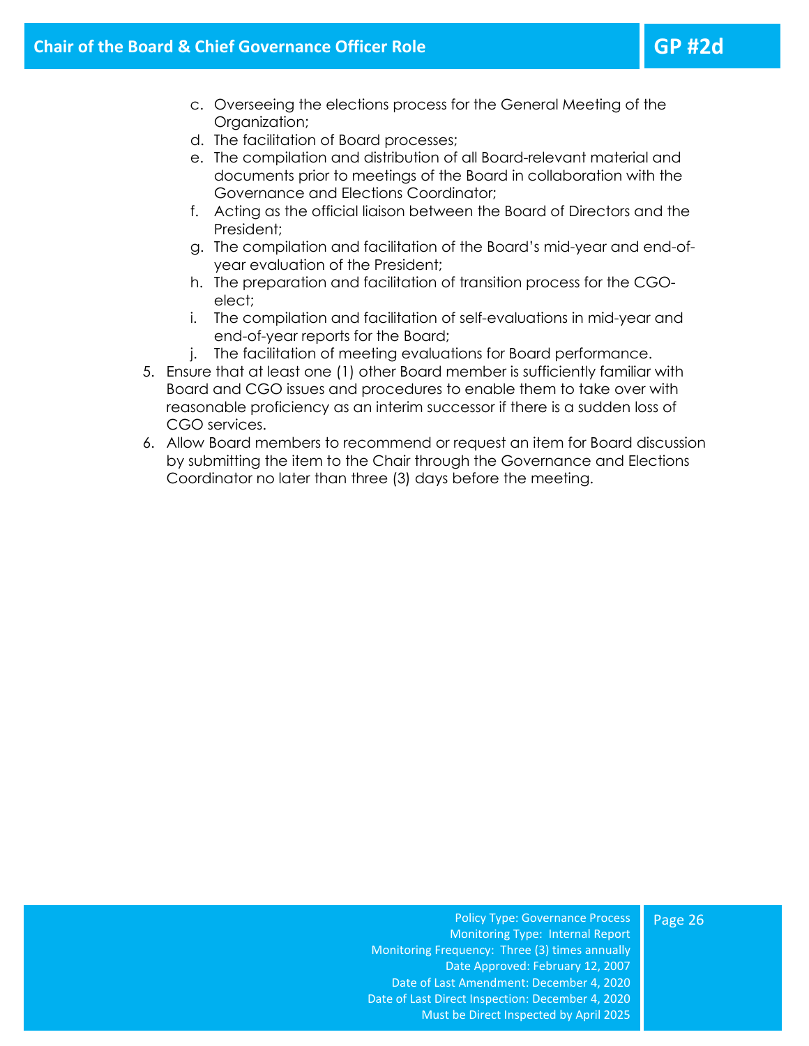c. Overseeing the elections process for the General Meeting of the Organization;
d. The facilitation of Board processes;
e. The compilation and distribution of all Board-relevant material and documents prior to meetings of the Board in collaboration with the Governance and Elections Coordinator;
f. Acting as the official liaison between the Board of Directors and the President;
g. The compilation and facilitation of the Board's mid-year and end-of-year evaluation of the President;
h. The preparation and facilitation of transition process for the CGO-elect;
i. The compilation and facilitation of self-evaluations in mid-year and end-of-year reports for the Board;
j. The facilitation of meeting evaluations for Board performance.

5. Ensure that at least one (1) other Board member is sufficiently familiar with Board and CGO issues and procedures to enable them to take over with reasonable proficiency as an interim successor if there is a sudden loss of CGO services.
6. Allow Board members to recommend or request an item for Board discussion by submitting the item to the Chair through the Governance and Elections Coordinator no later than three (3) days before the meeting.

Policy Type: Governance Process
Monitoring Type: Internal Report
Monitoring Frequency: Three (3) times annually
Date Approved: February 12, 2007
Date of Last Amendment: December 4, 2020
Date of Last Direct Inspection: December 4, 2020
Must be Direct Inspected by April 2025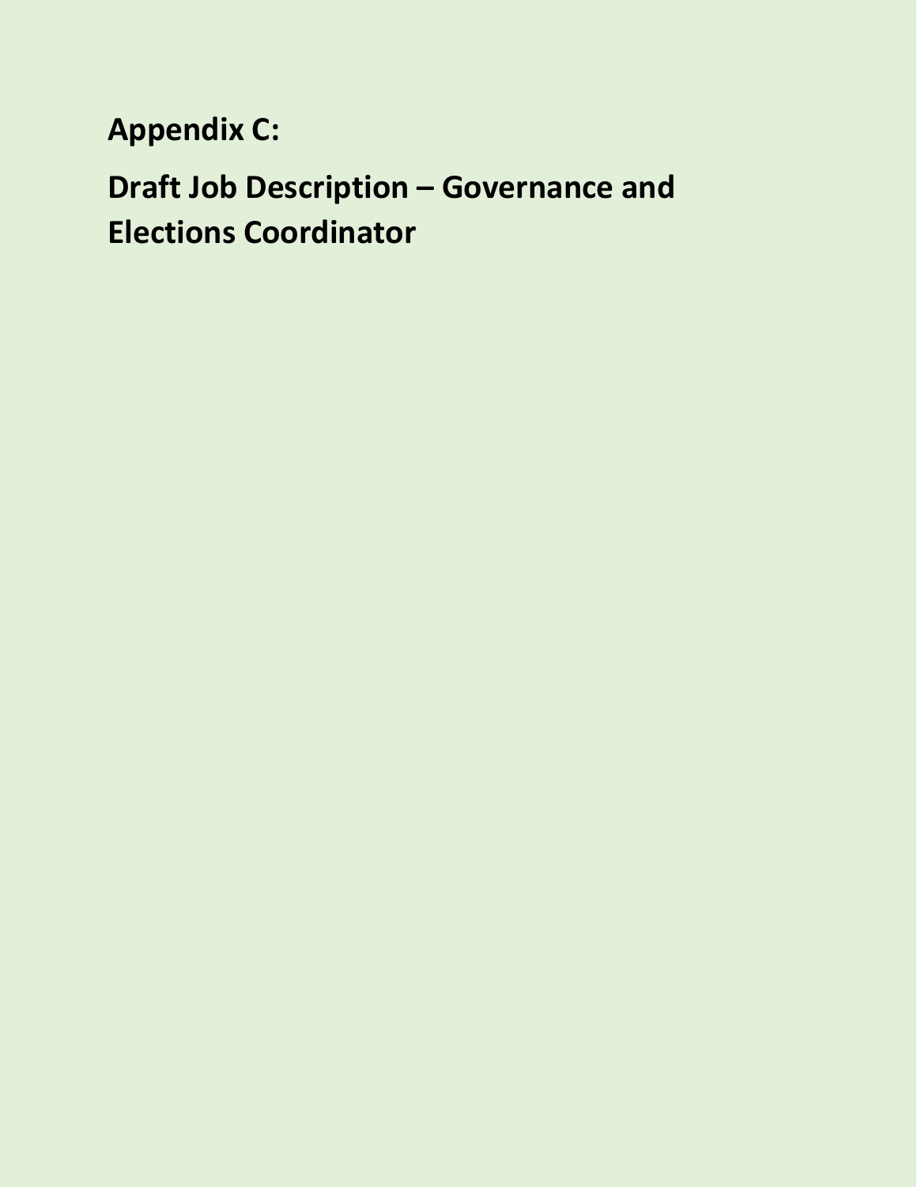# Appendix C:

# Draft Job Description – Governance and Elections Coordinator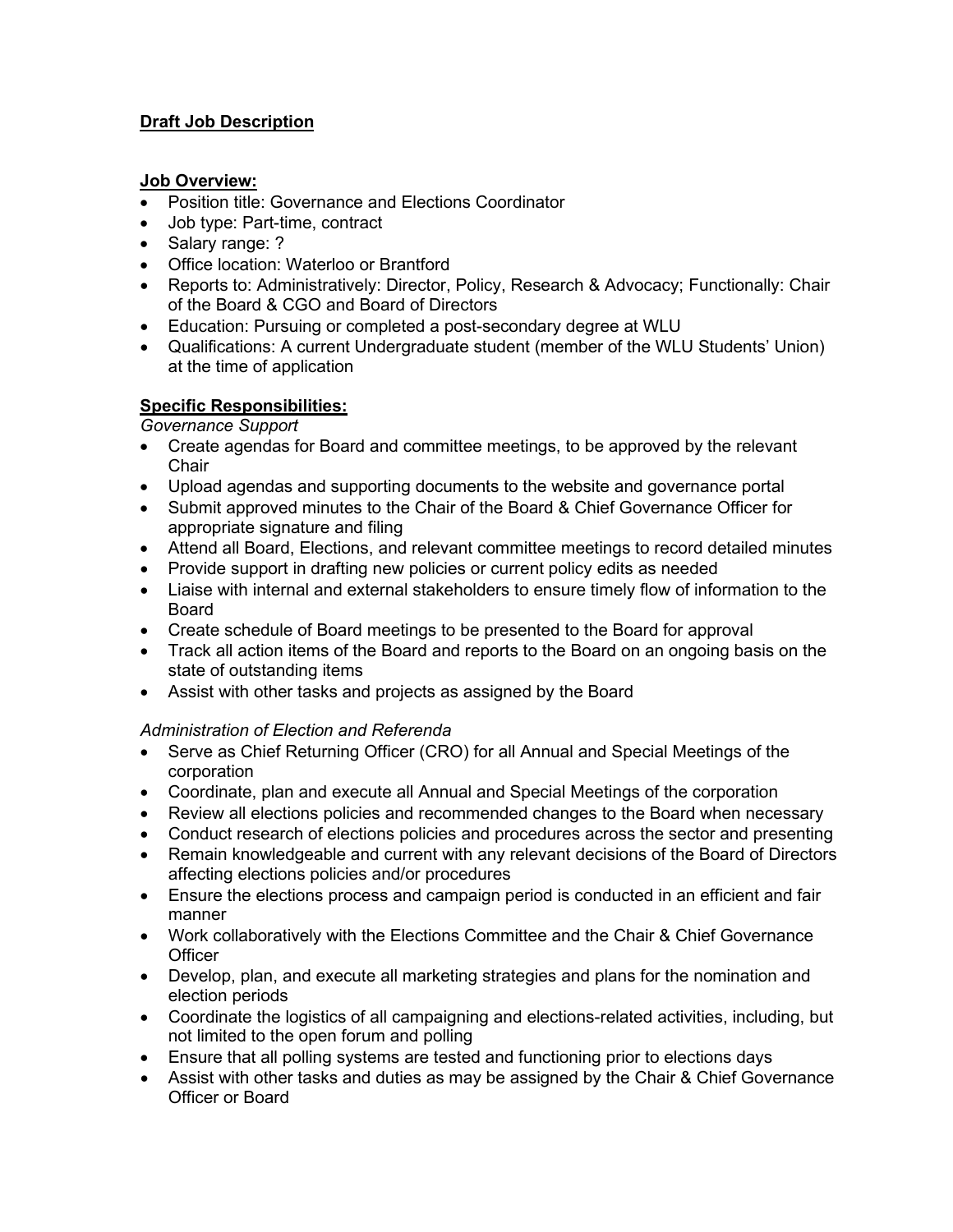**Draft Job Description**

**Job Overview:**

- Position title: Governance and Elections Coordinator
- Job type: Part-time, contract
- Salary range: ?
- Office location: Waterloo or Brantford
- Reports to: Administratively: Director, Policy, Research & Advocacy; Functionally: Chair of the Board & CGO and Board of Directors
- Education: Pursuing or completed a post-secondary degree at WLU
- Qualifications: A current Undergraduate student (member of the WLU Students' Union) at the time of application

**Specific Responsibilities:**

*Governance Support*

- Create agendas for Board and committee meetings, to be approved by the relevant Chair
- Upload agendas and supporting documents to the website and governance portal
- Submit approved minutes to the Chair of the Board & Chief Governance Officer for appropriate signature and filing
- Attend all Board, Elections, and relevant committee meetings to record detailed minutes
- Provide support in drafting new policies or current policy edits as needed
- Liaise with internal and external stakeholders to ensure timely flow of information to the Board
- Create schedule of Board meetings to be presented to the Board for approval
- Track all action items of the Board and reports to the Board on an ongoing basis on the state of outstanding items
- Assist with other tasks and projects as assigned by the Board

*Administration of Election and Referenda*

- Serve as Chief Returning Officer (CRO) for all Annual and Special Meetings of the corporation
- Coordinate, plan and execute all Annual and Special Meetings of the corporation
- Review all elections policies and recommended changes to the Board when necessary
- Conduct research of elections policies and procedures across the sector and presenting
- Remain knowledgeable and current with any relevant decisions of the Board of Directors affecting elections policies and/or procedures
- Ensure the elections process and campaign period is conducted in an efficient and fair manner
- Work collaboratively with the Elections Committee and the Chair & Chief Governance Officer
- Develop, plan, and execute all marketing strategies and plans for the nomination and election periods
- Coordinate the logistics of all campaigning and elections-related activities, including, but not limited to the open forum and polling
- Ensure that all polling systems are tested and functioning prior to elections days
- Assist with other tasks and duties as may be assigned by the Chair & Chief Governance Officer or Board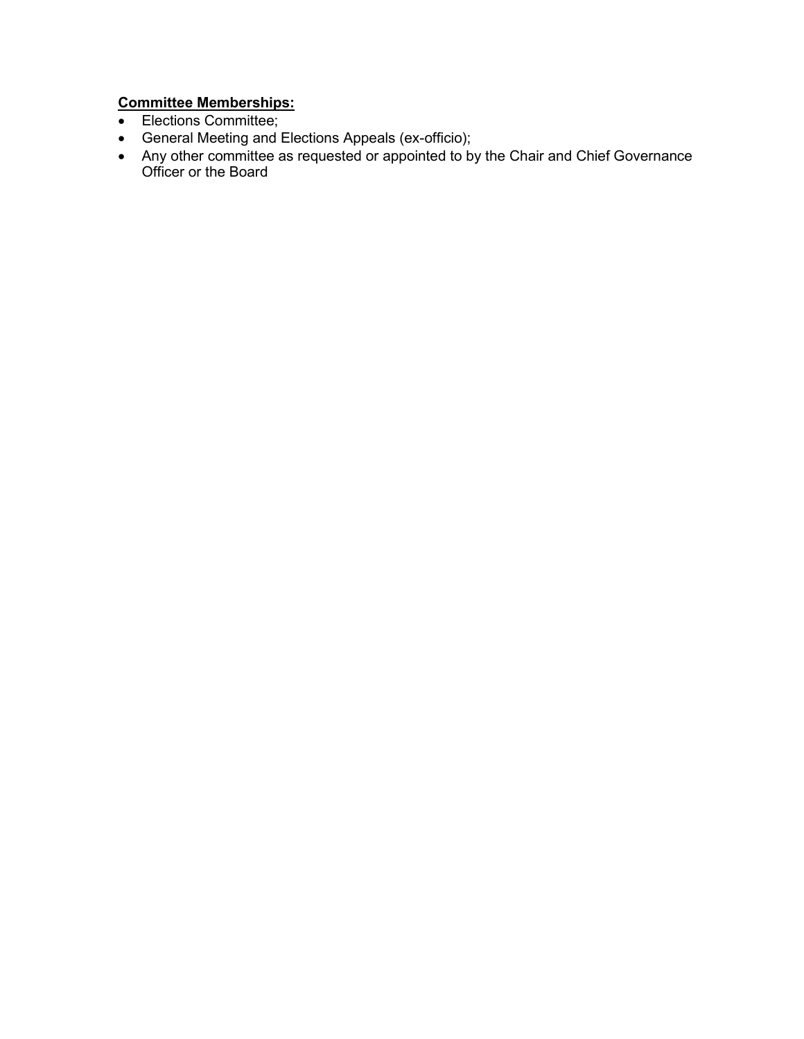**<u>Committee Memberships:</u>**

- Elections Committee;
- General Meeting and Elections Appeals (ex-officio);
- Any other committee as requested or appointed to by the Chair and Chief Governance Officer or the Board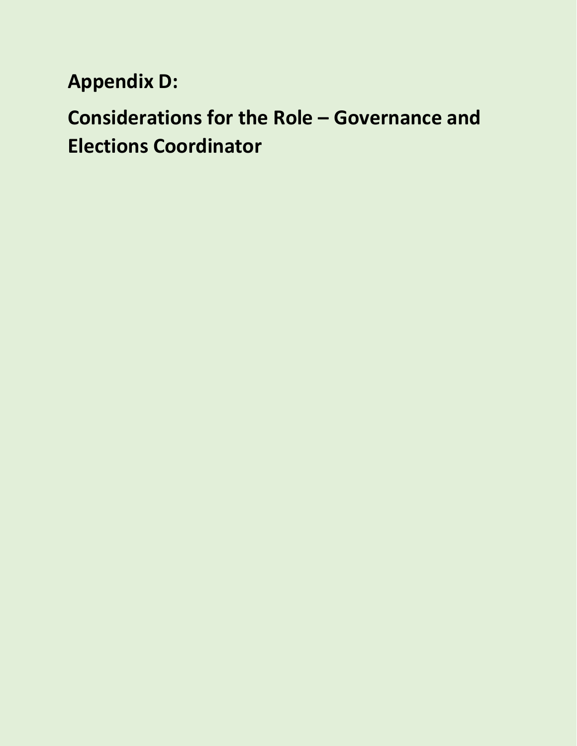# Appendix D:

# Considerations for the Role – Governance and Elections Coordinator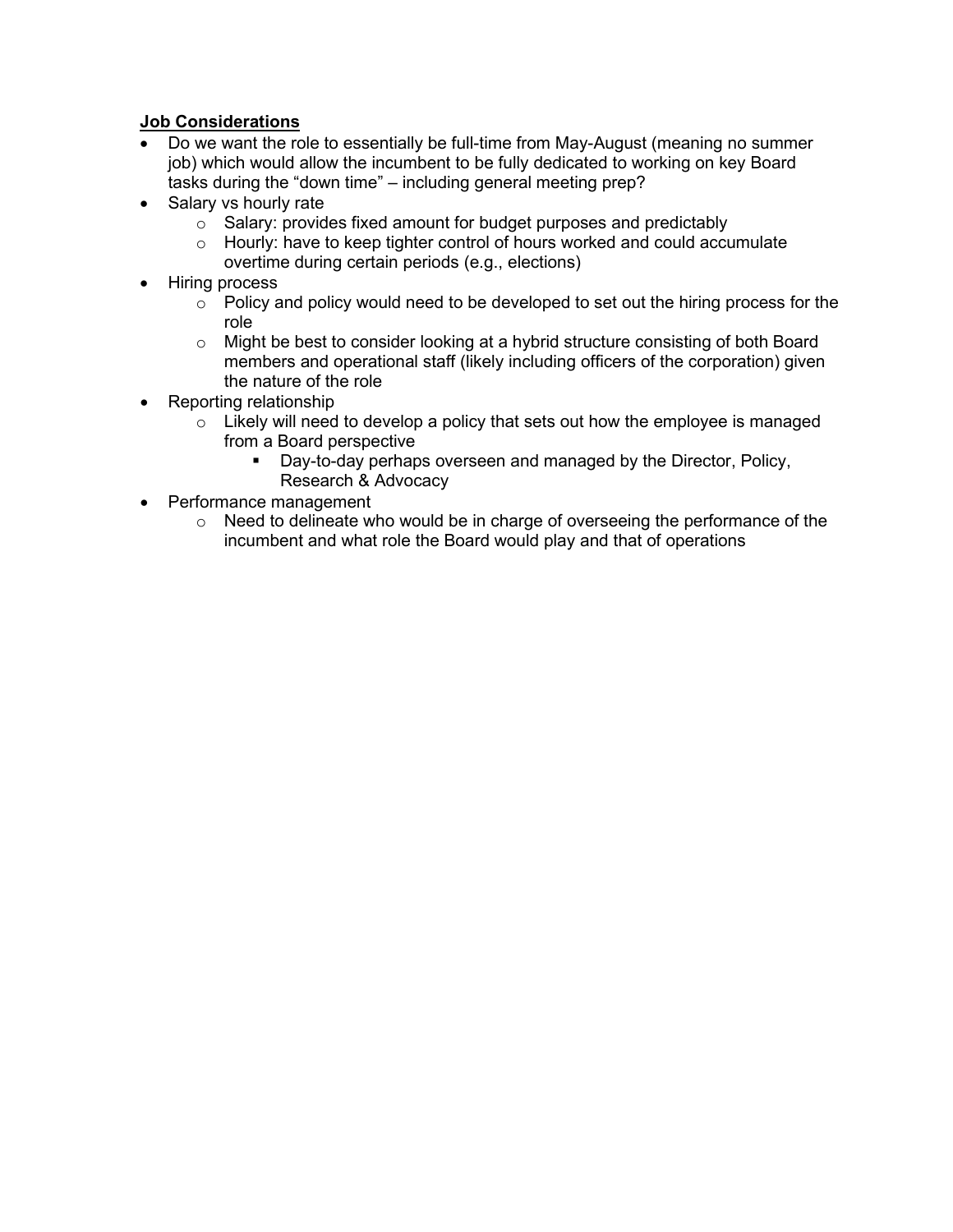**Job Considerations**

- Do we want the role to essentially be full-time from May-August (meaning no summer job) which would allow the incumbent to be fully dedicated to working on key Board tasks during the "down time" – including general meeting prep?
- Salary vs hourly rate
  - Salary: provides fixed amount for budget purposes and predictably
  - Hourly: have to keep tighter control of hours worked and could accumulate overtime during certain periods (e.g., elections)
- Hiring process
  - Policy and policy would need to be developed to set out the hiring process for the role
  - Might be best to consider looking at a hybrid structure consisting of both Board members and operational staff (likely including officers of the corporation) given the nature of the role
- Reporting relationship
  - Likely will need to develop a policy that sets out how the employee is managed from a Board perspective
    - Day-to-day perhaps overseen and managed by the Director, Policy, Research & Advocacy
- Performance management
  - Need to delineate who would be in charge of overseeing the performance of the incumbent and what role the Board would play and that of operations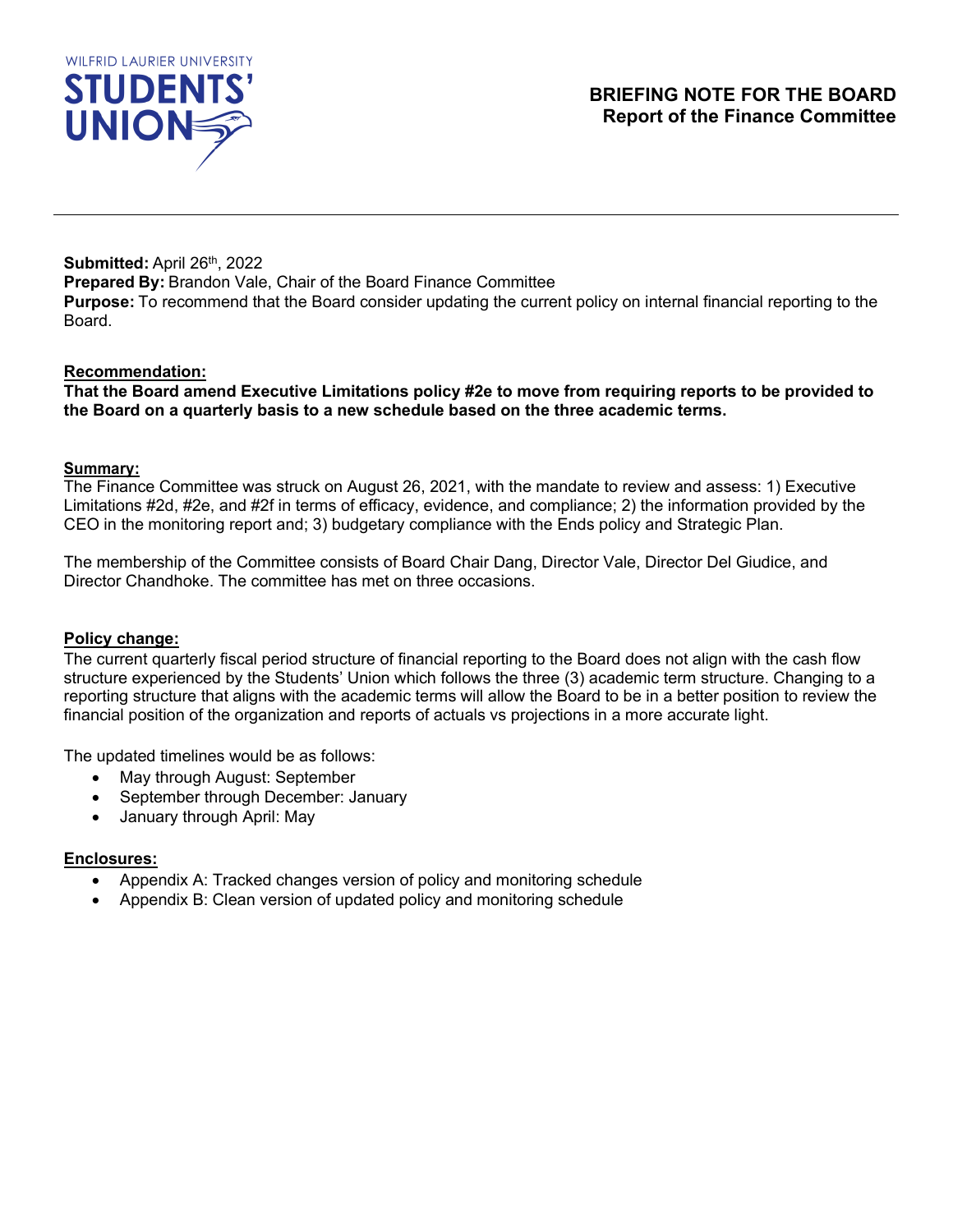WILFRID LAURIER UNIVERSITY
STUDENTS' UNION

# BRIEFING NOTE FOR THE BOARD
## Report of the Finance Committee

---

**Submitted:** April 26th, 2022
**Prepared By:** Brandon Vale, Chair of the Board Finance Committee
**Purpose:** To recommend that the Board consider updating the current policy on internal financial reporting to the Board.

**Recommendation:**
**That the Board amend Executive Limitations policy #2e to move from requiring reports to be provided to the Board on a quarterly basis to a new schedule based on the three academic terms.**

**Summary:**
The Finance Committee was struck on August 26, 2021, with the mandate to review and assess: 1) Executive Limitations #2d, #2e, and #2f in terms of efficacy, evidence, and compliance; 2) the information provided by the CEO in the monitoring report and; 3) budgetary compliance with the Ends policy and Strategic Plan.

The membership of the Committee consists of Board Chair Dang, Director Vale, Director Del Giudice, and Director Chandhoke. The committee has met on three occasions.

**Policy change:**
The current quarterly fiscal period structure of financial reporting to the Board does not align with the cash flow structure experienced by the Students' Union which follows the three (3) academic term structure. Changing to a reporting structure that aligns with the academic terms will allow the Board to be in a better position to review the financial position of the organization and reports of actuals vs projections in a more accurate light.

The updated timelines would be as follows:

- May through August: September
- September through December: January
- January through April: May

**Enclosures:**

- Appendix A: Tracked changes version of policy and monitoring schedule
- Appendix B: Clean version of updated policy and monitoring schedule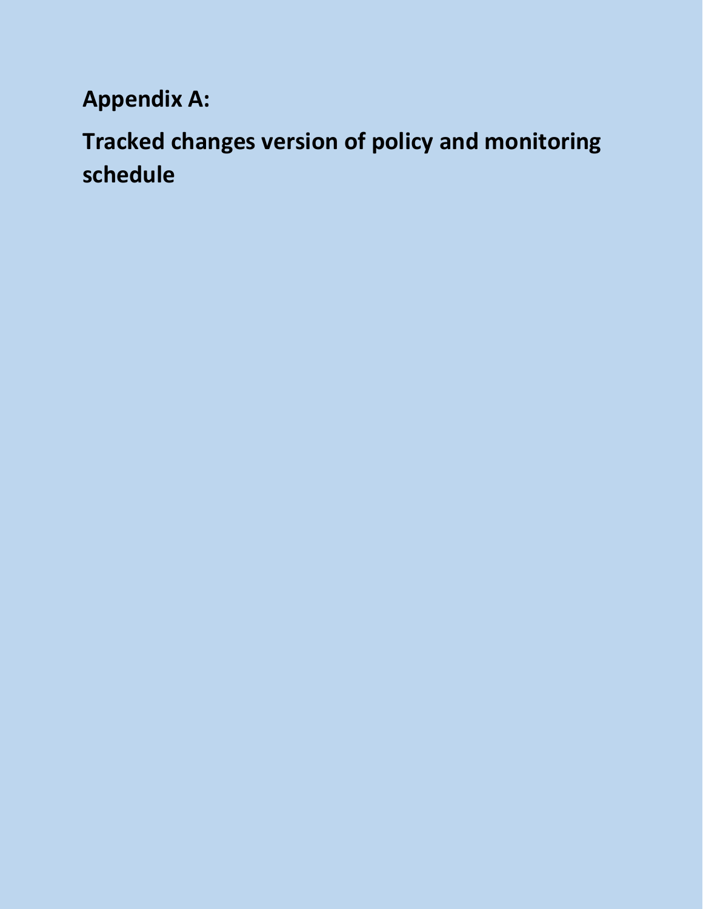# Appendix A:

# Tracked changes version of policy and monitoring schedule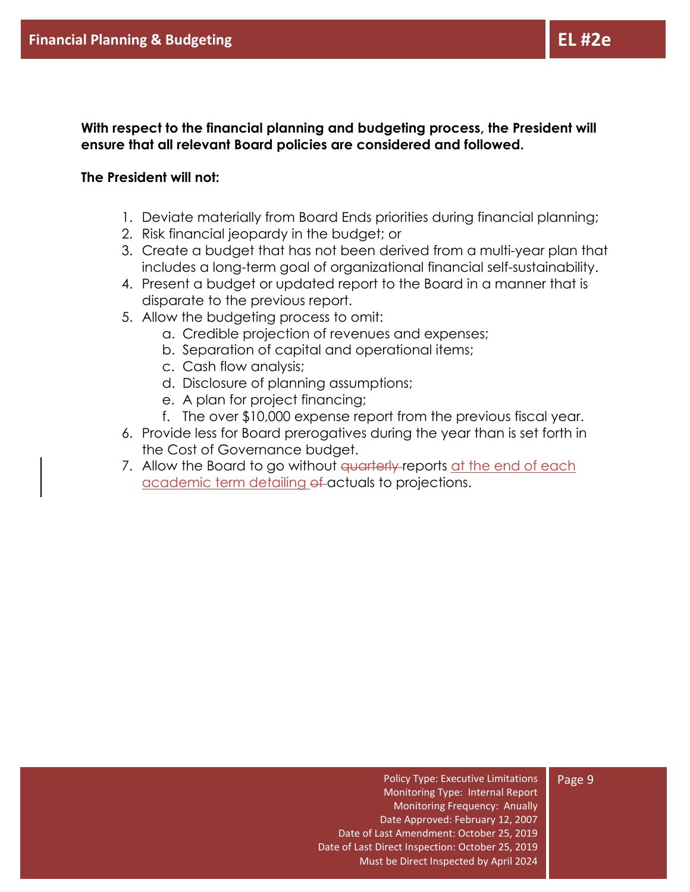## Financial Planning & Budgeting

## EL #2e

**With respect to the financial planning and budgeting process, the President will ensure that all relevant Board policies are considered and followed.**

**The President will not:**

1. Deviate materially from Board Ends priorities during financial planning;
2. Risk financial jeopardy in the budget; or
3. Create a budget that has not been derived from a multi-year plan that includes a long-term goal of organizational financial self-sustainability.
4. Present a budget or updated report to the Board in a manner that is disparate to the previous report.
5. Allow the budgeting process to omit:
   a. Credible projection of revenues and expenses;
   b. Separation of capital and operational items;
   c. Cash flow analysis;
   d. Disclosure of planning assumptions;
   e. A plan for project financing;
   f. The over $10,000 expense report from the previous fiscal year.
6. Provide less for Board prerogatives during the year than is set forth in the Cost of Governance budget.
7. Allow the Board to go without ~~quarterly~~ reports at the end of each academic term detailing ~~of~~ actuals to projections.

Policy Type: Executive Limitations
Monitoring Type: Internal Report
Monitoring Frequency: Anually
Date Approved: February 12, 2007
Date of Last Amendment: October 25, 2019
Date of Last Direct Inspection: October 25, 2019
Must be Direct Inspected by April 2024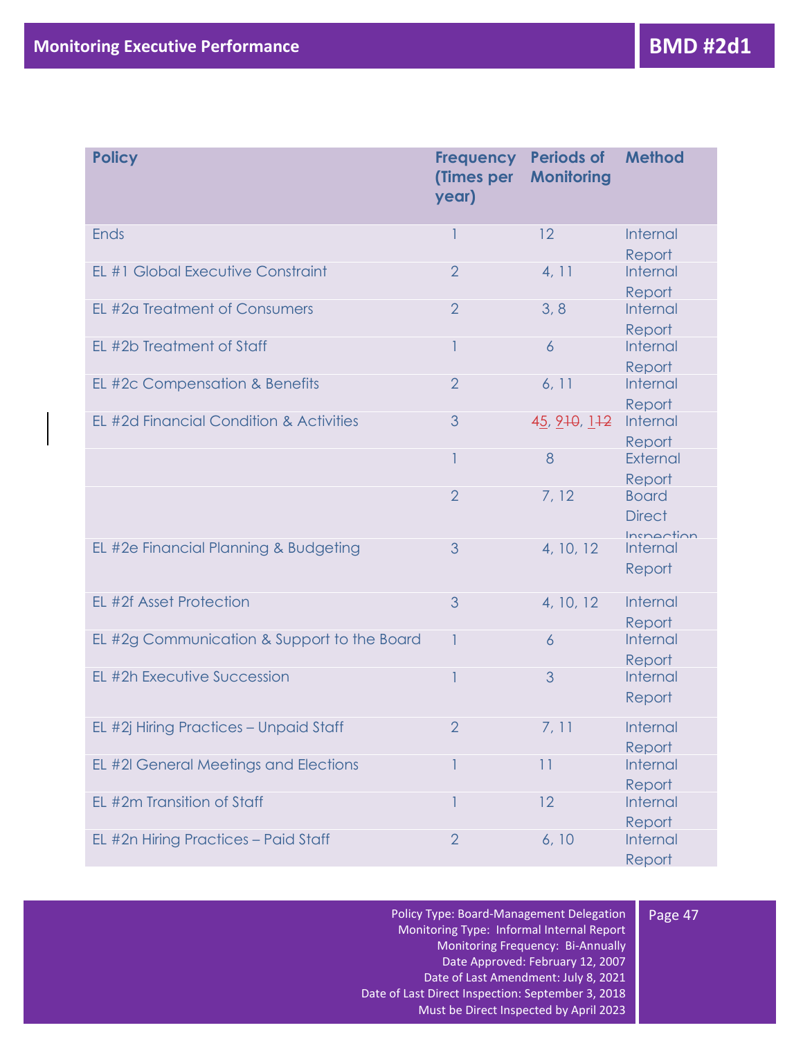# Monitoring Executive Performance

## BMD #2d1

| Policy | Frequency (Times per year) | Periods of Monitoring | Method |
|---|---|---|---|
| Ends | 1 | 12 | Internal Report |
| EL #1 Global Executive Constraint | 2 | 4, 11 | Internal Report |
| EL #2a Treatment of Consumers | 2 | 3, 8 | Internal Report |
| EL #2b Treatment of Staff | 1 | 6 | Internal Report |
| EL #2c Compensation & Benefits | 2 | 6, 11 | Internal Report |
| EL #2d Financial Condition & Activities | 3 | ~~4~~5, 9~~10~~, 1~~12~~ | Internal Report |
| | 1 | 8 | External Report |
| | 2 | 7, 12 | Board Direct Inspection |
| EL #2e Financial Planning & Budgeting | 3 | 4, 10, 12 | Internal Report |
| EL #2f Asset Protection | 3 | 4, 10, 12 | Internal Report |
| EL #2g Communication & Support to the Board | 1 | 6 | Internal Report |
| EL #2h Executive Succession | 1 | 3 | Internal Report |
| EL #2j Hiring Practices – Unpaid Staff | 2 | 7, 11 | Internal Report |
| EL #2l General Meetings and Elections | 1 | 11 | Internal Report |
| EL #2m Transition of Staff | 1 | 12 | Internal Report |
| EL #2n Hiring Practices – Paid Staff | 2 | 6, 10 | Internal Report |

Policy Type: Board-Management Delegation
Monitoring Type: Informal Internal Report
Monitoring Frequency: Bi-Annually
Date Approved: February 12, 2007
Date of Last Amendment: July 8, 2021
Date of Last Direct Inspection: September 3, 2018
Must be Direct Inspected by April 2023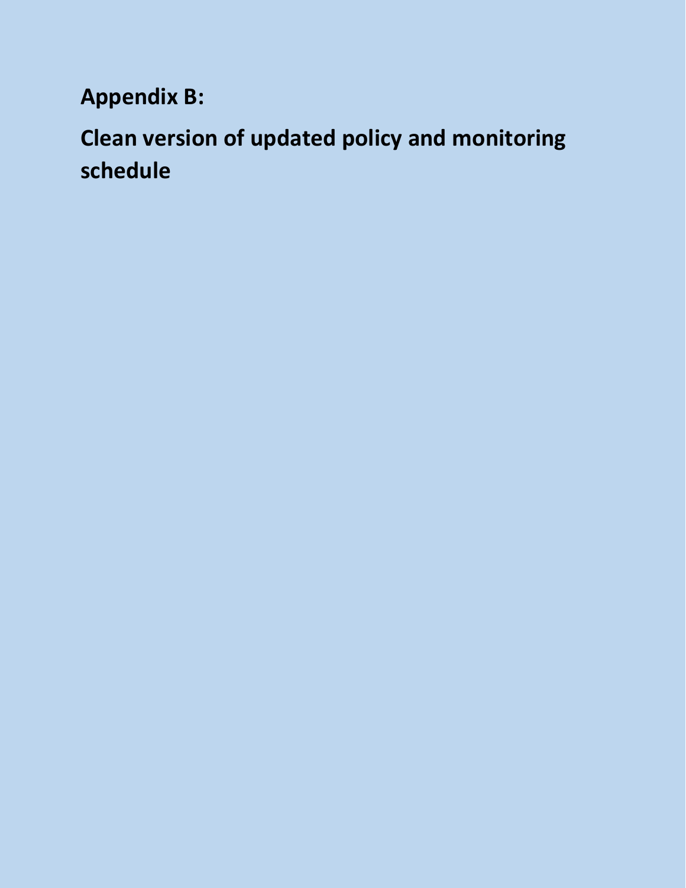# Appendix B:

# Clean version of updated policy and monitoring schedule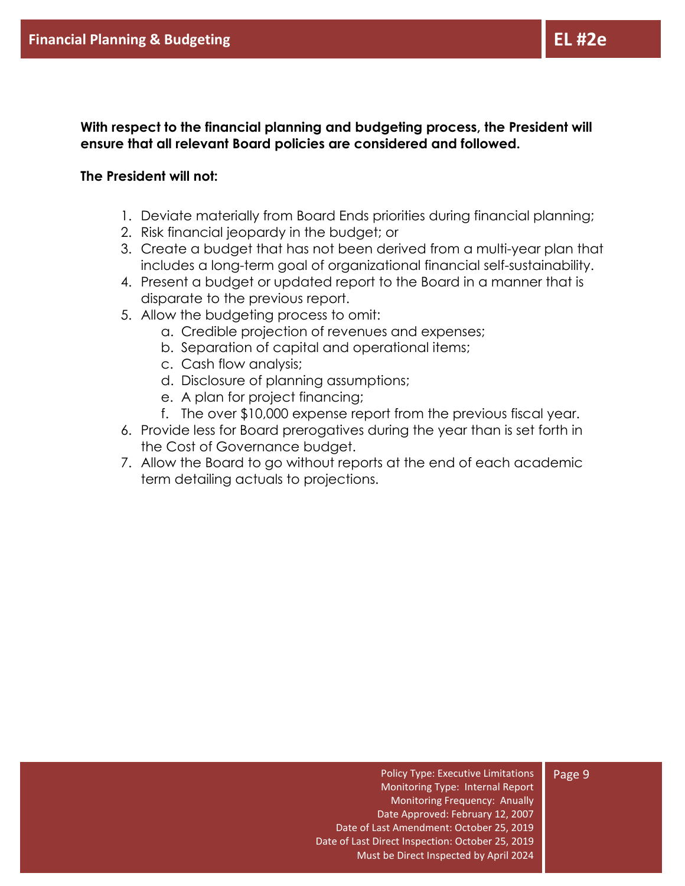## Financial Planning & Budgeting

## EL #2e

**With respect to the financial planning and budgeting process, the President will ensure that all relevant Board policies are considered and followed.**

**The President will not:**

1. Deviate materially from Board Ends priorities during financial planning;
2. Risk financial jeopardy in the budget; or
3. Create a budget that has not been derived from a multi-year plan that includes a long-term goal of organizational financial self-sustainability.
4. Present a budget or updated report to the Board in a manner that is disparate to the previous report.
5. Allow the budgeting process to omit:
    a. Credible projection of revenues and expenses;
    b. Separation of capital and operational items;
    c. Cash flow analysis;
    d. Disclosure of planning assumptions;
    e. A plan for project financing;
    f. The over $10,000 expense report from the previous fiscal year.
6. Provide less for Board prerogatives during the year than is set forth in the Cost of Governance budget.
7. Allow the Board to go without reports at the end of each academic term detailing actuals to projections.

Policy Type: Executive Limitations
Monitoring Type: Internal Report
Monitoring Frequency: Anually
Date Approved: February 12, 2007
Date of Last Amendment: October 25, 2019
Date of Last Direct Inspection: October 25, 2019
Must be Direct Inspected by April 2024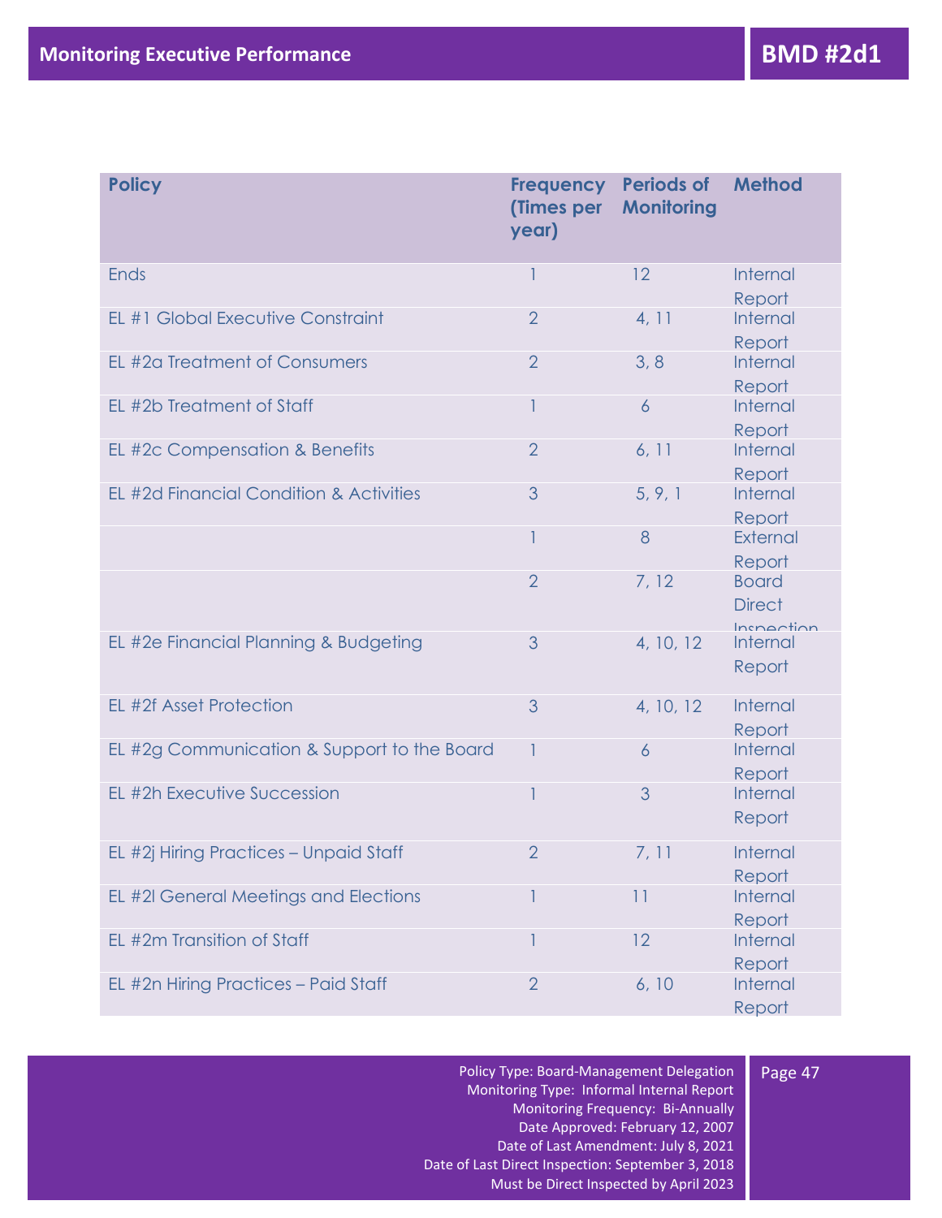# Monitoring Executive Performance

## BMD #2d1

| Policy | Frequency (Times per year) | Periods of Monitoring | Method |
|---|---|---|---|
| Ends | 1 | 12 | Internal Report |
| EL #1 Global Executive Constraint | 2 | 4, 11 | Internal Report |
| EL #2a Treatment of Consumers | 2 | 3, 8 | Internal Report |
| EL #2b Treatment of Staff | 1 | 6 | Internal Report |
| EL #2c Compensation & Benefits | 2 | 6, 11 | Internal Report |
| EL #2d Financial Condition & Activities | 3 | 5, 9, 1 | Internal Report |
| | 1 | 8 | External Report |
| | 2 | 7, 12 | Board Direct Inspection |
| EL #2e Financial Planning & Budgeting | 3 | 4, 10, 12 | Internal Report |
| EL #2f Asset Protection | 3 | 4, 10, 12 | Internal Report |
| EL #2g Communication & Support to the Board | 1 | 6 | Internal Report |
| EL #2h Executive Succession | 1 | 3 | Internal Report |
| EL #2j Hiring Practices – Unpaid Staff | 2 | 7, 11 | Internal Report |
| EL #2l General Meetings and Elections | 1 | 11 | Internal Report |
| EL #2m Transition of Staff | 1 | 12 | Internal Report |
| EL #2n Hiring Practices – Paid Staff | 2 | 6, 10 | Internal Report |

Policy Type: Board-Management Delegation
Monitoring Type: Informal Internal Report
Monitoring Frequency: Bi-Annually
Date Approved: February 12, 2007
Date of Last Amendment: July 8, 2021
Date of Last Direct Inspection: September 3, 2018
Must be Direct Inspected by April 2023